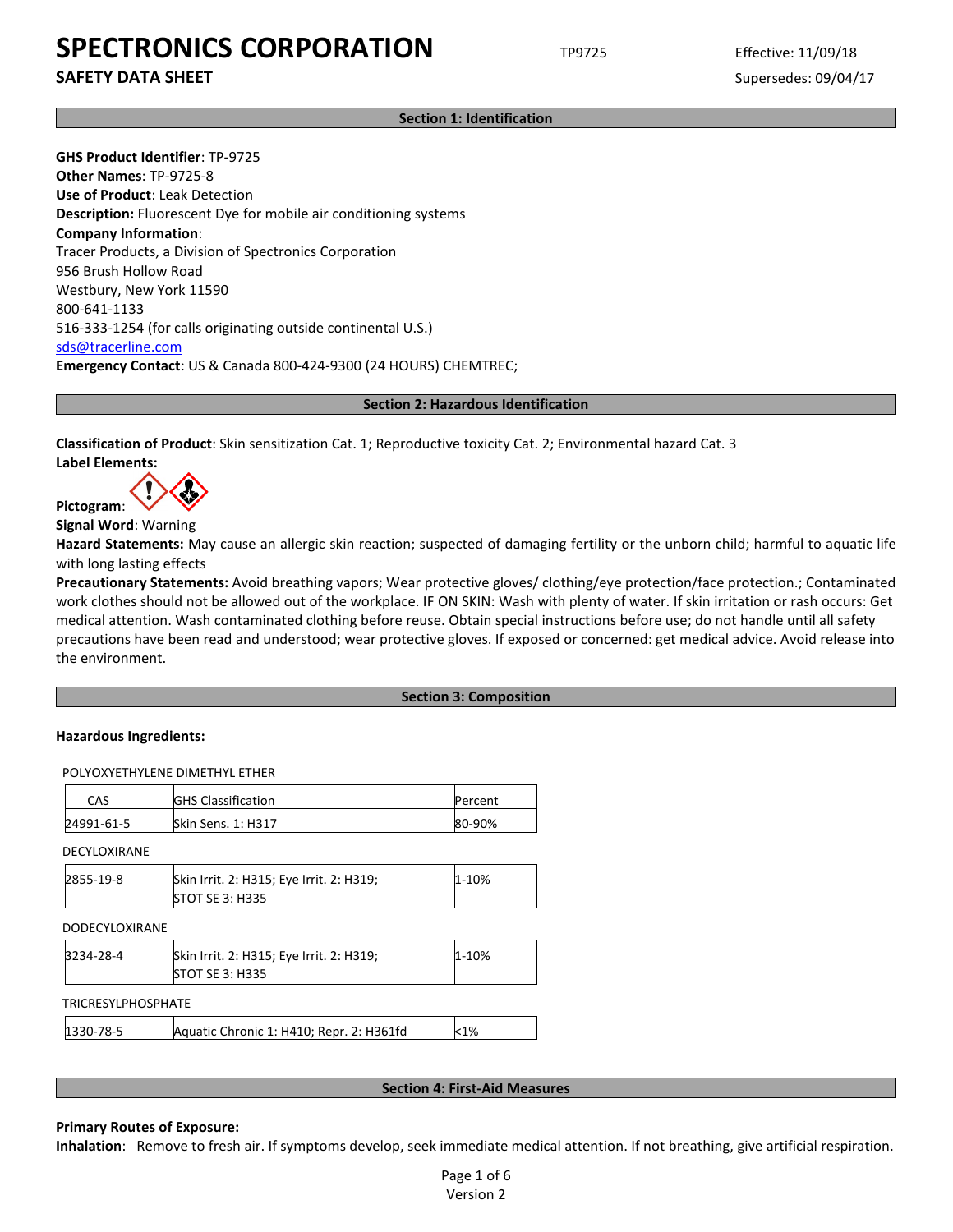# SPECTRONICS CORPORATION

**SAFETY DATA SHEET**

TP9725

Effective: 11/09/18

Supersedes: 09/04/17

## Section 1: Identification

**GHS Product Identifier**: TP-9725
**Other Names**: TP-9725-8
**Use of Product**: Leak Detection
**Description:** Fluorescent Dye for mobile air conditioning systems
**Company Information**:
Tracer Products, a Division of Spectronics Corporation
956 Brush Hollow Road
Westbury, New York 11590
800-641-1133
516-333-1254 (for calls originating outside continental U.S.)
sds@tracerline.com
**Emergency Contact**: US & Canada 800-424-9300 (24 HOURS) CHEMTREC;

## Section 2: Hazardous Identification

**Classification of Product**: Skin sensitization Cat. 1; Reproductive toxicity Cat. 2; Environmental hazard Cat. 3
**Label Elements:**

**Pictogram**:

**Signal Word**: Warning
**Hazard Statements:** May cause an allergic skin reaction; suspected of damaging fertility or the unborn child; harmful to aquatic life with long lasting effects
**Precautionary Statements:** Avoid breathing vapors; Wear protective gloves/ clothing/eye protection/face protection.; Contaminated work clothes should not be allowed out of the workplace. IF ON SKIN: Wash with plenty of water. If skin irritation or rash occurs: Get medical attention. Wash contaminated clothing before reuse. Obtain special instructions before use; do not handle until all safety precautions have been read and understood; wear protective gloves. If exposed or concerned: get medical advice. Avoid release into the environment.

## Section 3: Composition

**Hazardous Ingredients:**

POLYOXYETHYLENE DIMETHYL ETHER

| CAS | GHS Classification | Percent |
|---|---|---|
| 24991-61-5 | Skin Sens. 1: H317 | 80-90% |

DECYLOXIRANE

| CAS | GHS Classification | Percent |
|---|---|---|
| 2855-19-8 | Skin Irrit. 2: H315; Eye Irrit. 2: H319; STOT SE 3: H335 | 1-10% |

DODECYLOXIRANE

| CAS | GHS Classification | Percent |
|---|---|---|
| 3234-28-4 | Skin Irrit. 2: H315; Eye Irrit. 2: H319; STOT SE 3: H335 | 1-10% |

TRICRESYLPHOSPHATE

| CAS | GHS Classification | Percent |
|---|---|---|
| 1330-78-5 | Aquatic Chronic 1: H410; Repr. 2: H361fd | <1% |

## Section 4: First-Aid Measures

**Primary Routes of Exposure:**
**Inhalation**: Remove to fresh air. If symptoms develop, seek immediate medical attention. If not breathing, give artificial respiration.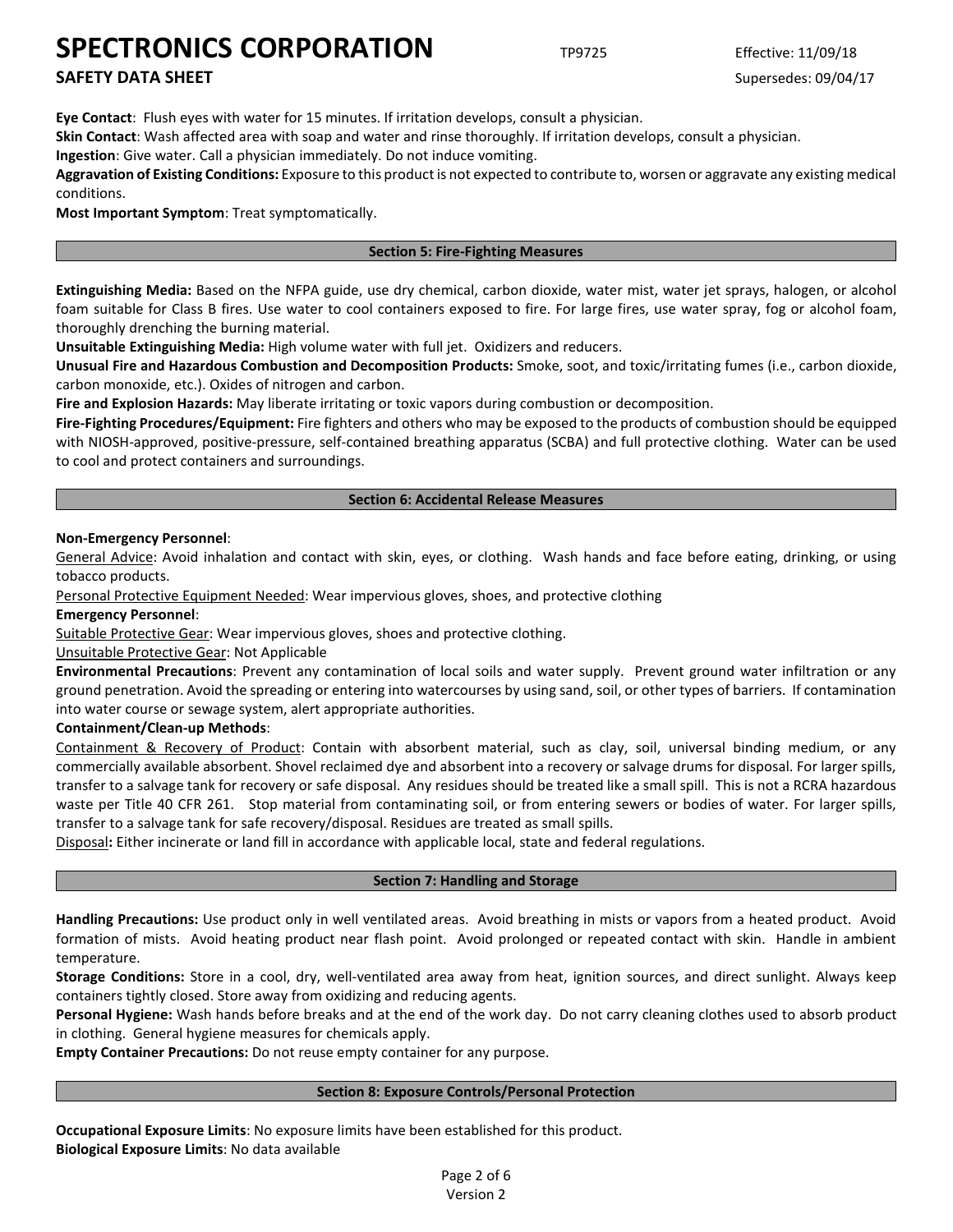**Eye Contact**: Flush eyes with water for 15 minutes. If irritation develops, consult a physician.

**Skin Contact**: Wash affected area with soap and water and rinse thoroughly. If irritation develops, consult a physician.

**Ingestion**: Give water. Call a physician immediately. Do not induce vomiting.

**Aggravation of Existing Conditions:** Exposure to this product is not expected to contribute to, worsen or aggravate any existing medical conditions.

**Most Important Symptom**: Treat symptomatically.

## Section 5: Fire-Fighting Measures

**Extinguishing Media:** Based on the NFPA guide, use dry chemical, carbon dioxide, water mist, water jet sprays, halogen, or alcohol foam suitable for Class B fires. Use water to cool containers exposed to fire. For large fires, use water spray, fog or alcohol foam, thoroughly drenching the burning material.

**Unsuitable Extinguishing Media:** High volume water with full jet. Oxidizers and reducers.

**Unusual Fire and Hazardous Combustion and Decomposition Products:** Smoke, soot, and toxic/irritating fumes (i.e., carbon dioxide, carbon monoxide, etc.). Oxides of nitrogen and carbon.

**Fire and Explosion Hazards:** May liberate irritating or toxic vapors during combustion or decomposition.

**Fire-Fighting Procedures/Equipment:** Fire fighters and others who may be exposed to the products of combustion should be equipped with NIOSH-approved, positive-pressure, self-contained breathing apparatus (SCBA) and full protective clothing. Water can be used to cool and protect containers and surroundings.

## Section 6: Accidental Release Measures

**Non-Emergency Personnel**:

General Advice: Avoid inhalation and contact with skin, eyes, or clothing. Wash hands and face before eating, drinking, or using tobacco products.

Personal Protective Equipment Needed: Wear impervious gloves, shoes, and protective clothing

**Emergency Personnel**:

Suitable Protective Gear: Wear impervious gloves, shoes and protective clothing.

Unsuitable Protective Gear: Not Applicable

**Environmental Precautions**: Prevent any contamination of local soils and water supply. Prevent ground water infiltration or any ground penetration. Avoid the spreading or entering into watercourses by using sand, soil, or other types of barriers. If contamination into water course or sewage system, alert appropriate authorities.

**Containment/Clean-up Methods**:

Containment & Recovery of Product: Contain with absorbent material, such as clay, soil, universal binding medium, or any commercially available absorbent. Shovel reclaimed dye and absorbent into a recovery or salvage drums for disposal. For larger spills, transfer to a salvage tank for recovery or safe disposal. Any residues should be treated like a small spill. This is not a RCRA hazardous waste per Title 40 CFR 261. Stop material from contaminating soil, or from entering sewers or bodies of water. For larger spills, transfer to a salvage tank for safe recovery/disposal. Residues are treated as small spills.

Disposal**:** Either incinerate or land fill in accordance with applicable local, state and federal regulations.

## Section 7: Handling and Storage

**Handling Precautions:** Use product only in well ventilated areas. Avoid breathing in mists or vapors from a heated product. Avoid formation of mists. Avoid heating product near flash point. Avoid prolonged or repeated contact with skin. Handle in ambient temperature.

**Storage Conditions:** Store in a cool, dry, well-ventilated area away from heat, ignition sources, and direct sunlight. Always keep containers tightly closed. Store away from oxidizing and reducing agents.

**Personal Hygiene:** Wash hands before breaks and at the end of the work day. Do not carry cleaning clothes used to absorb product in clothing. General hygiene measures for chemicals apply.

**Empty Container Precautions:** Do not reuse empty container for any purpose.

## Section 8: Exposure Controls/Personal Protection

**Occupational Exposure Limits**: No exposure limits have been established for this product.

**Biological Exposure Limits**: No data available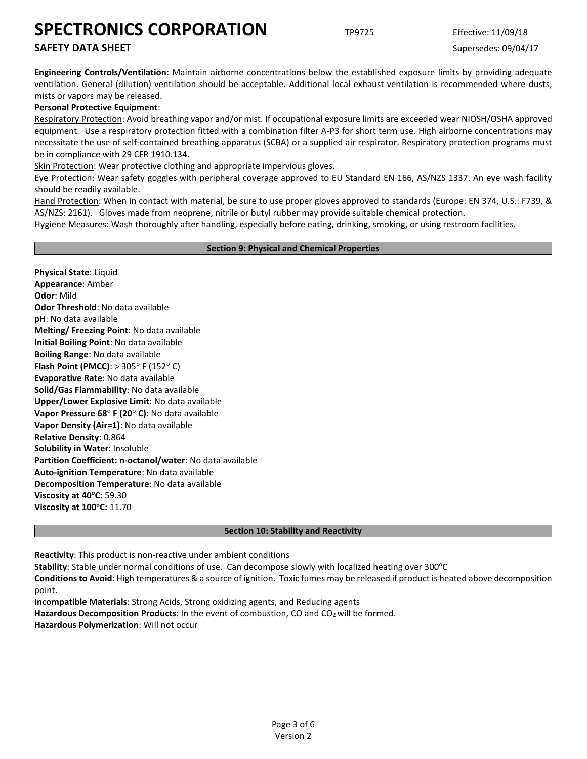**Engineering Controls/Ventilation**: Maintain airborne concentrations below the established exposure limits by providing adequate ventilation. General (dilution) ventilation should be acceptable. Additional local exhaust ventilation is recommended where dusts, mists or vapors may be released.

**Personal Protective Equipment**:

Respiratory Protection: Avoid breathing vapor and/or mist. If occupational exposure limits are exceeded wear NIOSH/OSHA approved equipment. Use a respiratory protection fitted with a combination filter A-P3 for short term use. High airborne concentrations may necessitate the use of self-contained breathing apparatus (SCBA) or a supplied air respirator. Respiratory protection programs must be in compliance with 29 CFR 1910.134.

Skin Protection: Wear protective clothing and appropriate impervious gloves.

Eye Protection: Wear safety goggles with peripheral coverage approved to EU Standard EN 166, AS/NZS 1337. An eye wash facility should be readily available.

Hand Protection: When in contact with material, be sure to use proper gloves approved to standards (Europe: EN 374, U.S.: F739, & AS/NZS: 2161). Gloves made from neoprene, nitrile or butyl rubber may provide suitable chemical protection.

Hygiene Measures: Wash thoroughly after handling, especially before eating, drinking, smoking, or using restroom facilities.

## Section 9: Physical and Chemical Properties

**Physical State**: Liquid
**Appearance**: Amber
**Odor**: Mild
**Odor Threshold**: No data available
**pH**: No data available
**Melting/ Freezing Point**: No data available
**Initial Boiling Point**: No data available
**Boiling Range**: No data available
**Flash Point (PMCC)**: > 305° F (152° C)
**Evaporative Rate**: No data available
**Solid/Gas Flammability**: No data available
**Upper/Lower Explosive Limit**: No data available
**Vapor Pressure 68° F (20° C)**: No data available
**Vapor Density (Air=1)**: No data available
**Relative Density**: 0.864
**Solubility in Water**: Insoluble
**Partition Coefficient: n-octanol/water**: No data available
**Auto-ignition Temperature**: No data available
**Decomposition Temperature**: No data available
**Viscosity at 40°C:** 59.30
**Viscosity at 100°C:** 11.70

## Section 10: Stability and Reactivity

**Reactivity**: This product is non-reactive under ambient conditions
**Stability**: Stable under normal conditions of use. Can decompose slowly with localized heating over 300°C
**Conditions to Avoid**: High temperatures & a source of ignition. Toxic fumes may be released if product is heated above decomposition point.
**Incompatible Materials**: Strong Acids, Strong oxidizing agents, and Reducing agents
**Hazardous Decomposition Products**: In the event of combustion, CO and $CO_2$ will be formed.
**Hazardous Polymerization**: Will not occur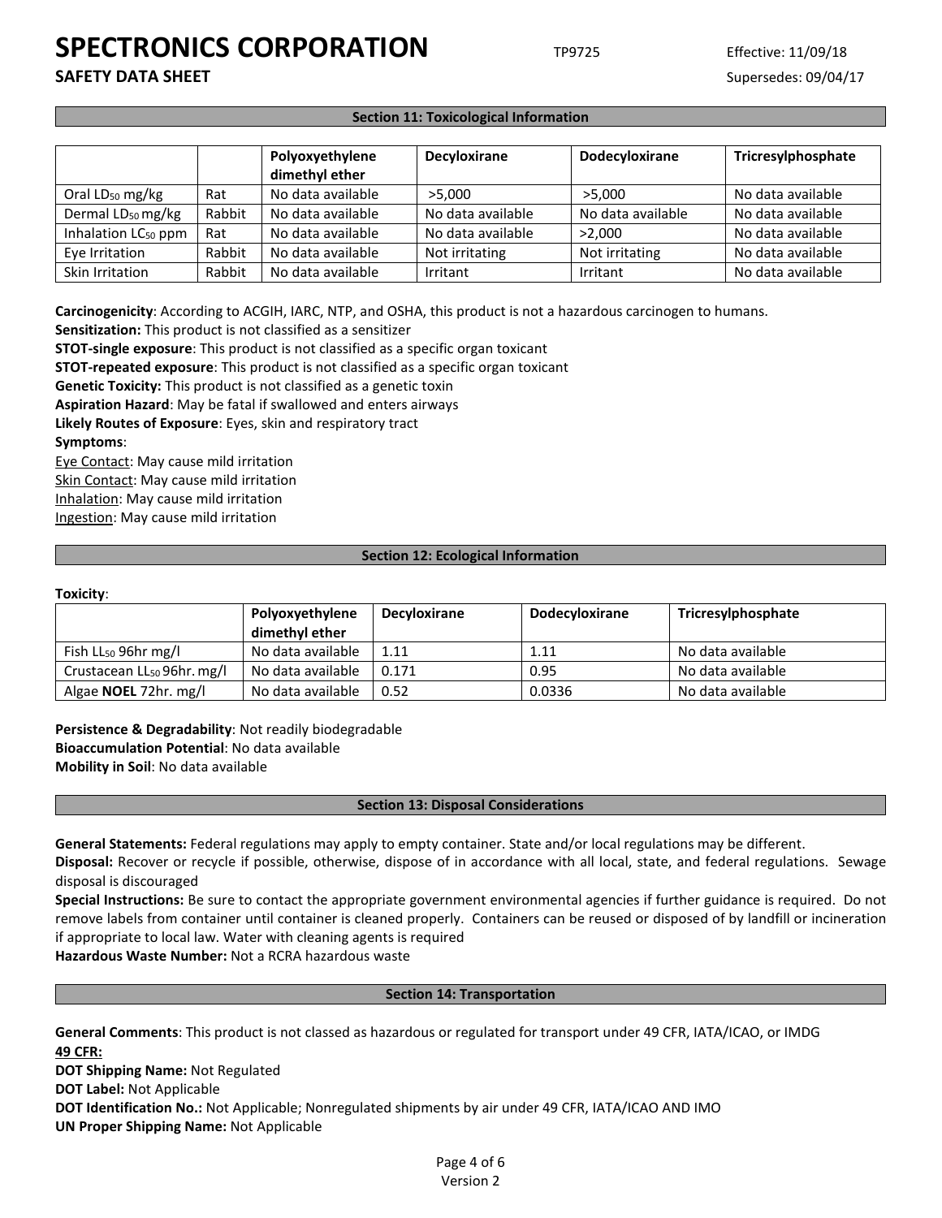## Section 11: Toxicological Information

| | | Polyoxyethylene dimethyl ether | Decyloxirane | Dodecyloxirane | Tricresylphosphate |
|---|---|---|---|---|---|
| Oral $LD_{50}$ mg/kg | Rat | No data available | >5,000 | >5,000 | No data available |
| Dermal $LD_{50}$ mg/kg | Rabbit | No data available | No data available | No data available | No data available |
| Inhalation $LC_{50}$ ppm | Rat | No data available | No data available | >2,000 | No data available |
| Eye Irritation | Rabbit | No data available | Not irritating | Not irritating | No data available |
| Skin Irritation | Rabbit | No data available | Irritant | Irritant | No data available |

**Carcinogenicity**: According to ACGIH, IARC, NTP, and OSHA, this product is not a hazardous carcinogen to humans.
**Sensitization:** This product is not classified as a sensitizer
**STOT-single exposure**: This product is not classified as a specific organ toxicant
**STOT-repeated exposure**: This product is not classified as a specific organ toxicant
**Genetic Toxicity:** This product is not classified as a genetic toxin
**Aspiration Hazard**: May be fatal if swallowed and enters airways
**Likely Routes of Exposure**: Eyes, skin and respiratory tract
**Symptoms**:
Eye Contact: May cause mild irritation
Skin Contact: May cause mild irritation
Inhalation: May cause mild irritation
Ingestion: May cause mild irritation

## Section 12: Ecological Information

**Toxicity**:

| | Polyoxyethylene dimethyl ether | Decyloxirane | Dodecyloxirane | Tricresylphosphate |
|---|---|---|---|---|
| Fish $LL_{50}$ 96hr mg/l | No data available | 1.11 | 1.11 | No data available |
| Crustacean $LL_{50}$ 96hr. mg/l | No data available | 0.171 | 0.95 | No data available |
| Algae **NOEL** 72hr. mg/l | No data available | 0.52 | 0.0336 | No data available |

**Persistence & Degradability**: Not readily biodegradable
**Bioaccumulation Potential**: No data available
**Mobility in Soil**: No data available

## Section 13: Disposal Considerations

**General Statements:** Federal regulations may apply to empty container. State and/or local regulations may be different.
**Disposal:** Recover or recycle if possible, otherwise, dispose of in accordance with all local, state, and federal regulations. Sewage disposal is discouraged
**Special Instructions:** Be sure to contact the appropriate government environmental agencies if further guidance is required. Do not remove labels from container until container is cleaned properly. Containers can be reused or disposed of by landfill or incineration if appropriate to local law. Water with cleaning agents is required
**Hazardous Waste Number:** Not a RCRA hazardous waste

## Section 14: Transportation

**General Comments**: This product is not classed as hazardous or regulated for transport under 49 CFR, IATA/ICAO, or IMDG
**49 CFR:**
**DOT Shipping Name:** Not Regulated
**DOT Label:** Not Applicable
**DOT Identification No.:** Not Applicable; Nonregulated shipments by air under 49 CFR, IATA/ICAO AND IMO
**UN Proper Shipping Name:** Not Applicable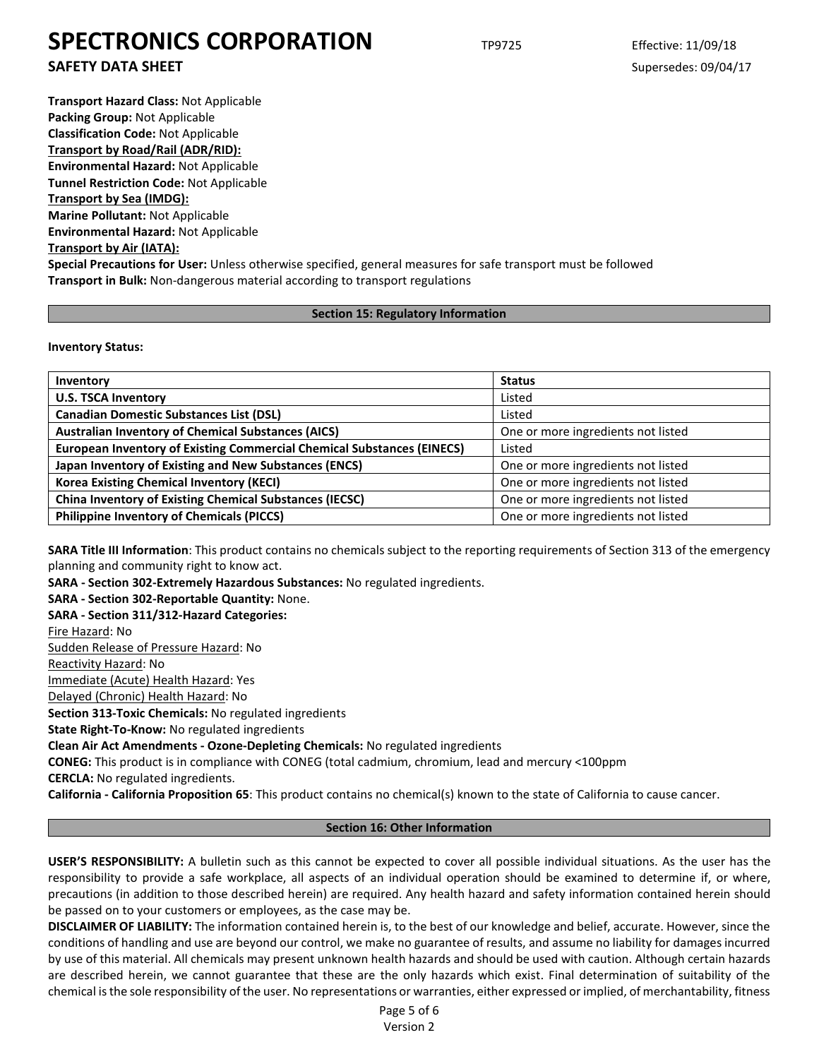**Transport Hazard Class:** Not Applicable
**Packing Group:** Not Applicable
**Classification Code:** Not Applicable
**Transport by Road/Rail (ADR/RID):**
**Environmental Hazard:** Not Applicable
**Tunnel Restriction Code:** Not Applicable
**Transport by Sea (IMDG):**
**Marine Pollutant:** Not Applicable
**Environmental Hazard:** Not Applicable
**Transport by Air (IATA):**
**Special Precautions for User:** Unless otherwise specified, general measures for safe transport must be followed
**Transport in Bulk:** Non-dangerous material according to transport regulations

## Section 15: Regulatory Information

**Inventory Status:**

| Inventory | Status |
|---|---|
| **U.S. TSCA Inventory** | Listed |
| **Canadian Domestic Substances List (DSL)** | Listed |
| **Australian Inventory of Chemical Substances (AICS)** | One or more ingredients not listed |
| **European Inventory of Existing Commercial Chemical Substances (EINECS)** | Listed |
| **Japan Inventory of Existing and New Substances (ENCS)** | One or more ingredients not listed |
| **Korea Existing Chemical Inventory (KECI)** | One or more ingredients not listed |
| **China Inventory of Existing Chemical Substances (IECSC)** | One or more ingredients not listed |
| **Philippine Inventory of Chemicals (PICCS)** | One or more ingredients not listed |

**SARA Title III Information**: This product contains no chemicals subject to the reporting requirements of Section 313 of the emergency planning and community right to know act.
**SARA - Section 302-Extremely Hazardous Substances:** No regulated ingredients.
**SARA - Section 302-Reportable Quantity:** None.
**SARA - Section 311/312-Hazard Categories:**
Fire Hazard: No
Sudden Release of Pressure Hazard: No
Reactivity Hazard: No
Immediate (Acute) Health Hazard: Yes
Delayed (Chronic) Health Hazard: No
**Section 313-Toxic Chemicals:** No regulated ingredients
**State Right-To-Know:** No regulated ingredients
**Clean Air Act Amendments - Ozone-Depleting Chemicals:** No regulated ingredients
**CONEG:** This product is in compliance with CONEG (total cadmium, chromium, lead and mercury <100ppm
**CERCLA:** No regulated ingredients.
**California - California Proposition 65**: This product contains no chemical(s) known to the state of California to cause cancer.

## Section 16: Other Information

**USER'S RESPONSIBILITY:** A bulletin such as this cannot be expected to cover all possible individual situations. As the user has the responsibility to provide a safe workplace, all aspects of an individual operation should be examined to determine if, or where, precautions (in addition to those described herein) are required. Any health hazard and safety information contained herein should be passed on to your customers or employees, as the case may be.
**DISCLAIMER OF LIABILITY:** The information contained herein is, to the best of our knowledge and belief, accurate. However, since the conditions of handling and use are beyond our control, we make no guarantee of results, and assume no liability for damages incurred by use of this material. All chemicals may present unknown health hazards and should be used with caution. Although certain hazards are described herein, we cannot guarantee that these are the only hazards which exist. Final determination of suitability of the chemical is the sole responsibility of the user. No representations or warranties, either expressed or implied, of merchantability, fitness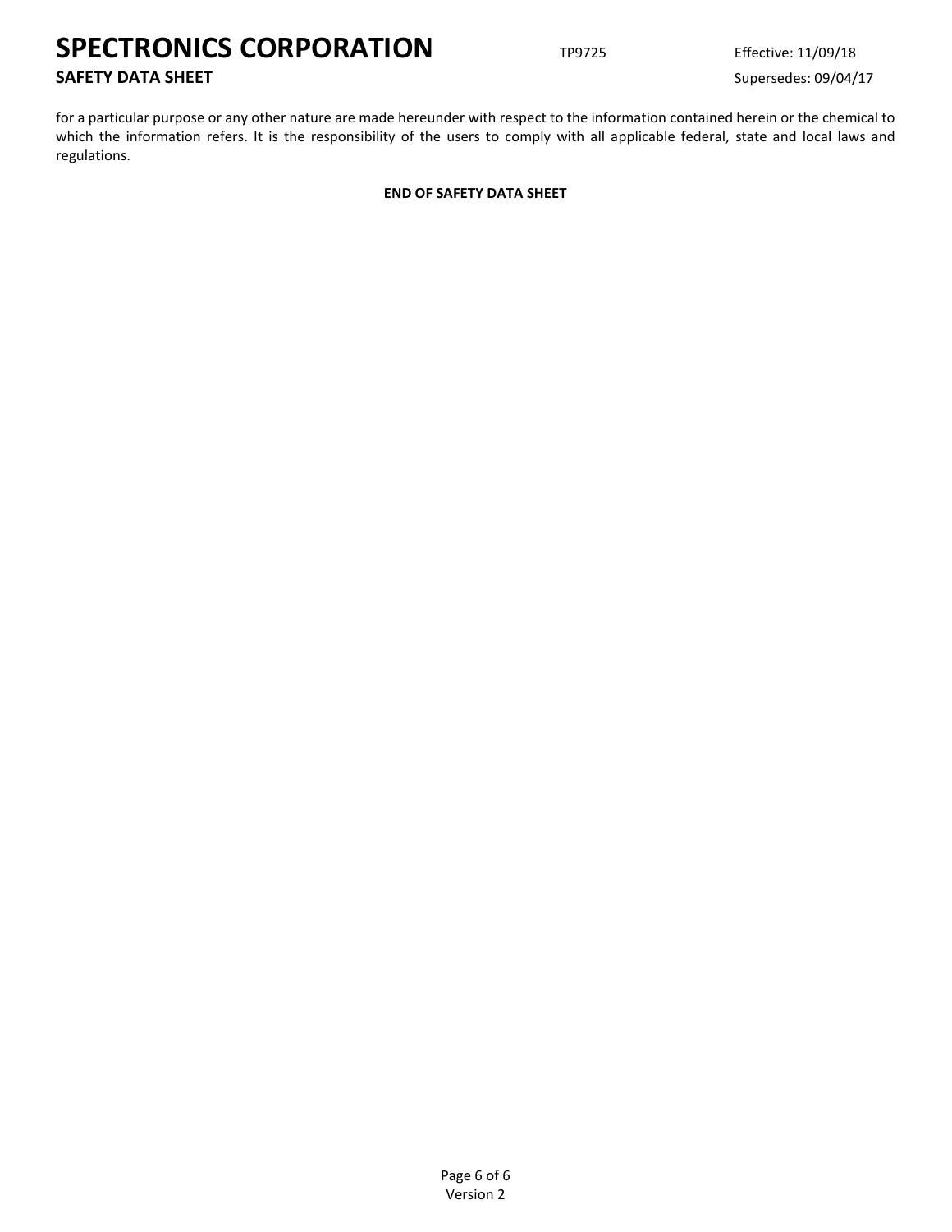for a particular purpose or any other nature are made hereunder with respect to the information contained herein or the chemical to which the information refers. It is the responsibility of the users to comply with all applicable federal, state and local laws and regulations.

**END OF SAFETY DATA SHEET**